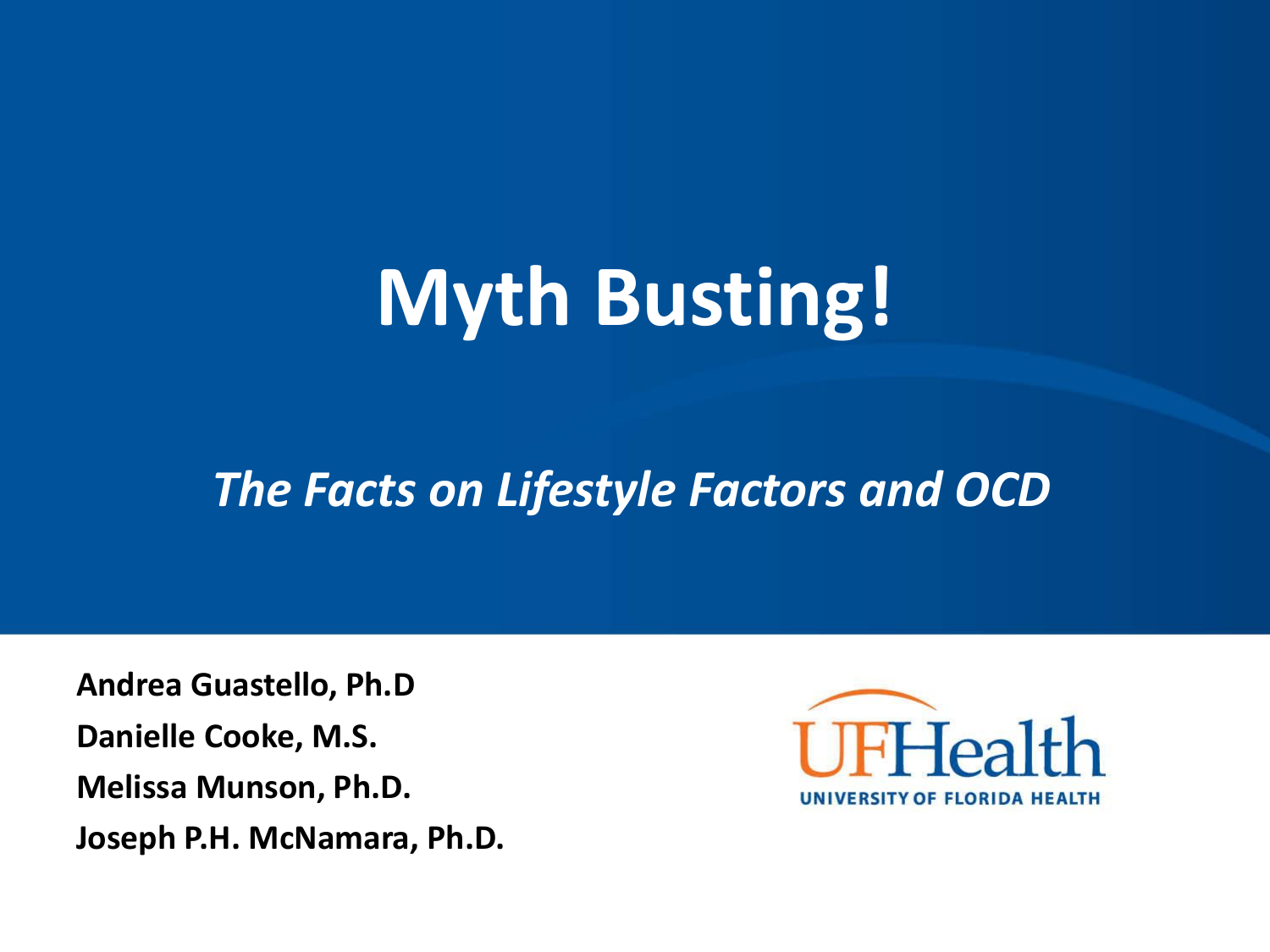# Myth Busting!

*The Facts on Lifestyle Factors and OCD*

**Andrea Guastello, Ph.D**

**Danielle Cooke, M.S.**

**Melissa Munson, Ph.D.**

**Joseph P.H. McNamara, Ph.D.**

UFHealth
UNIVERSITY OF FLORIDA HEALTH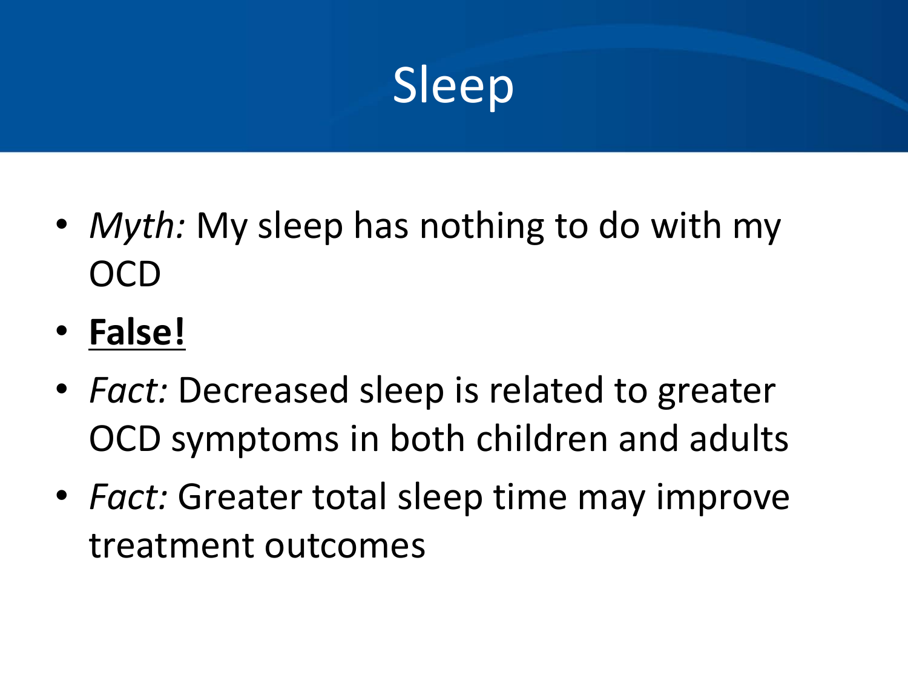# Sleep

- *Myth:* My sleep has nothing to do with my OCD
- **False!**
- *Fact:* Decreased sleep is related to greater OCD symptoms in both children and adults
- *Fact:* Greater total sleep time may improve treatment outcomes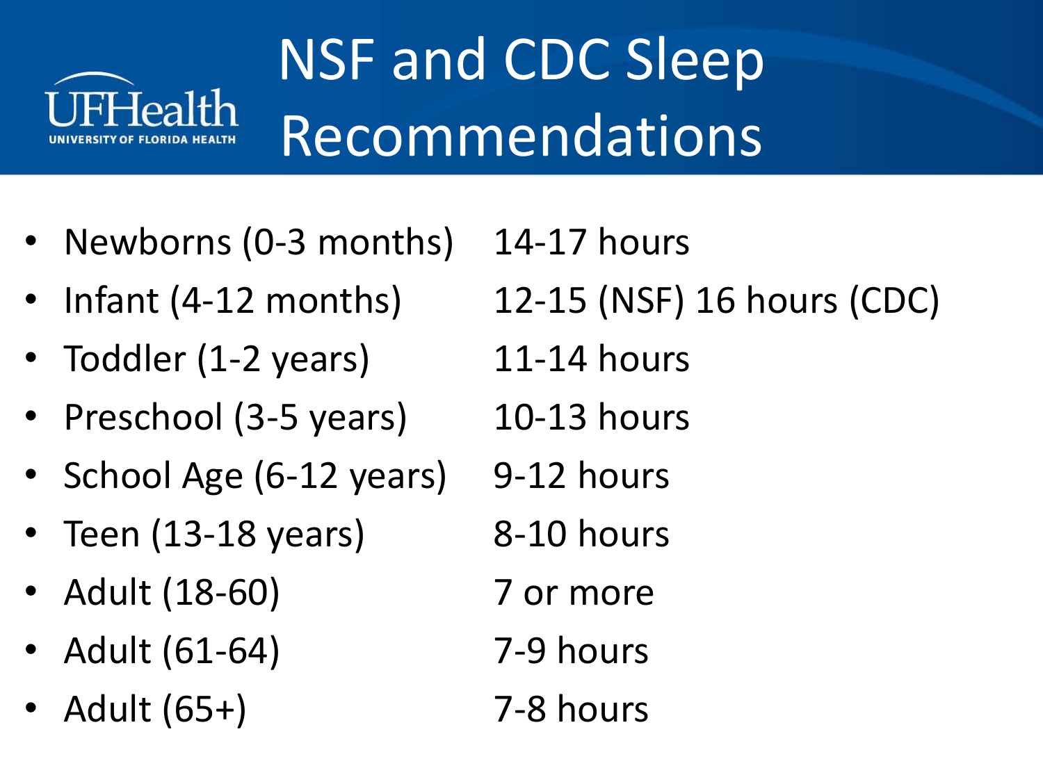# NSF and CDC Sleep Recommendations

| Age Group | Recommended Sleep |
|---|---|
| Newborns (0-3 months) | 14-17 hours |
| Infant (4-12 months) | 12-15 (NSF) 16 hours (CDC) |
| Toddler (1-2 years) | 11-14 hours |
| Preschool (3-5 years) | 10-13 hours |
| School Age (6-12 years) | 9-12 hours |
| Teen (13-18 years) | 8-10 hours |
| Adult (18-60) | 7 or more |
| Adult (61-64) | 7-9 hours |
| Adult (65+) | 7-8 hours |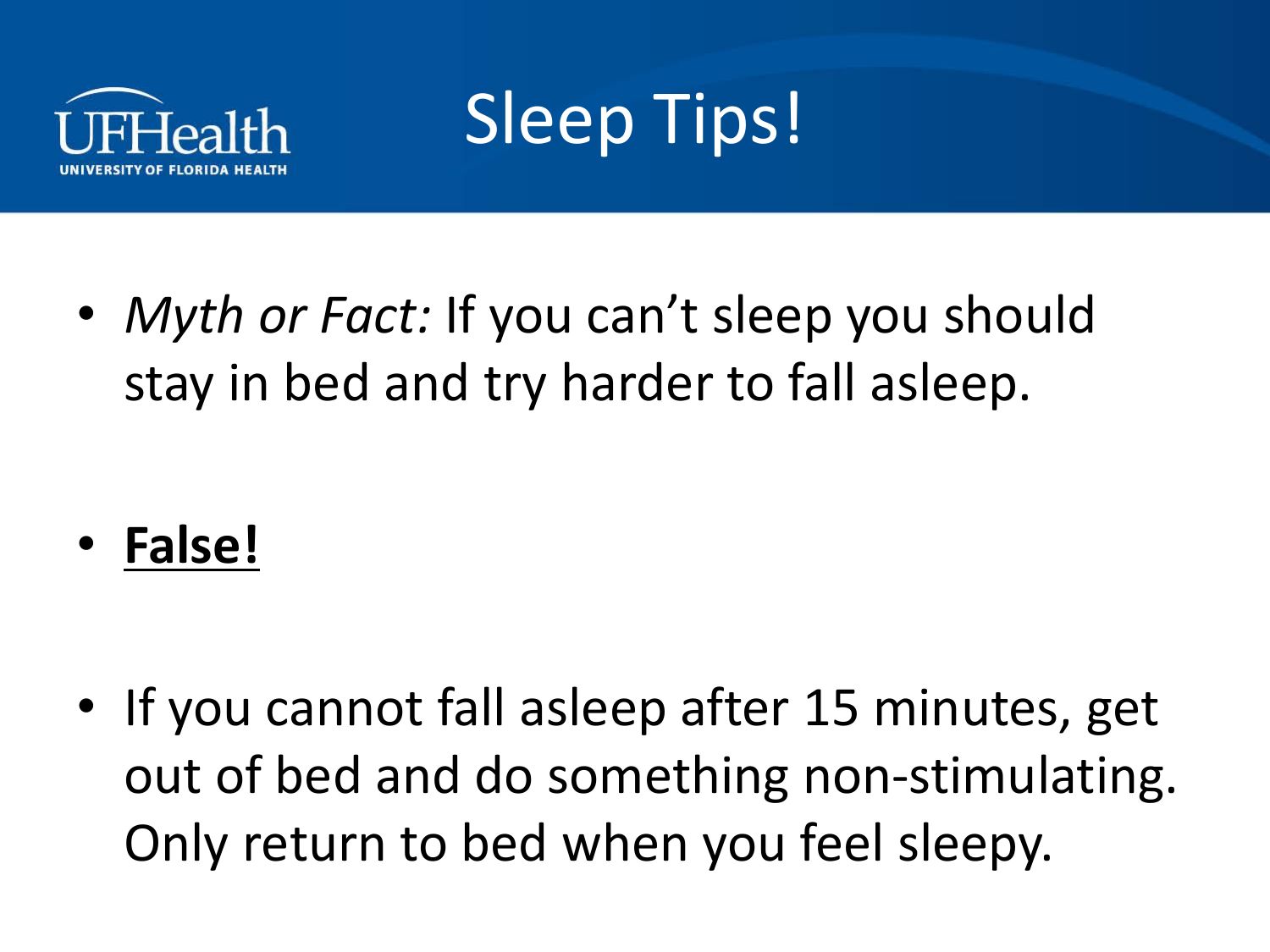# Sleep Tips!

- *Myth or Fact:* If you can't sleep you should stay in bed and try harder to fall asleep.

- **False!**

- If you cannot fall asleep after 15 minutes, get out of bed and do something non-stimulating. Only return to bed when you feel sleepy.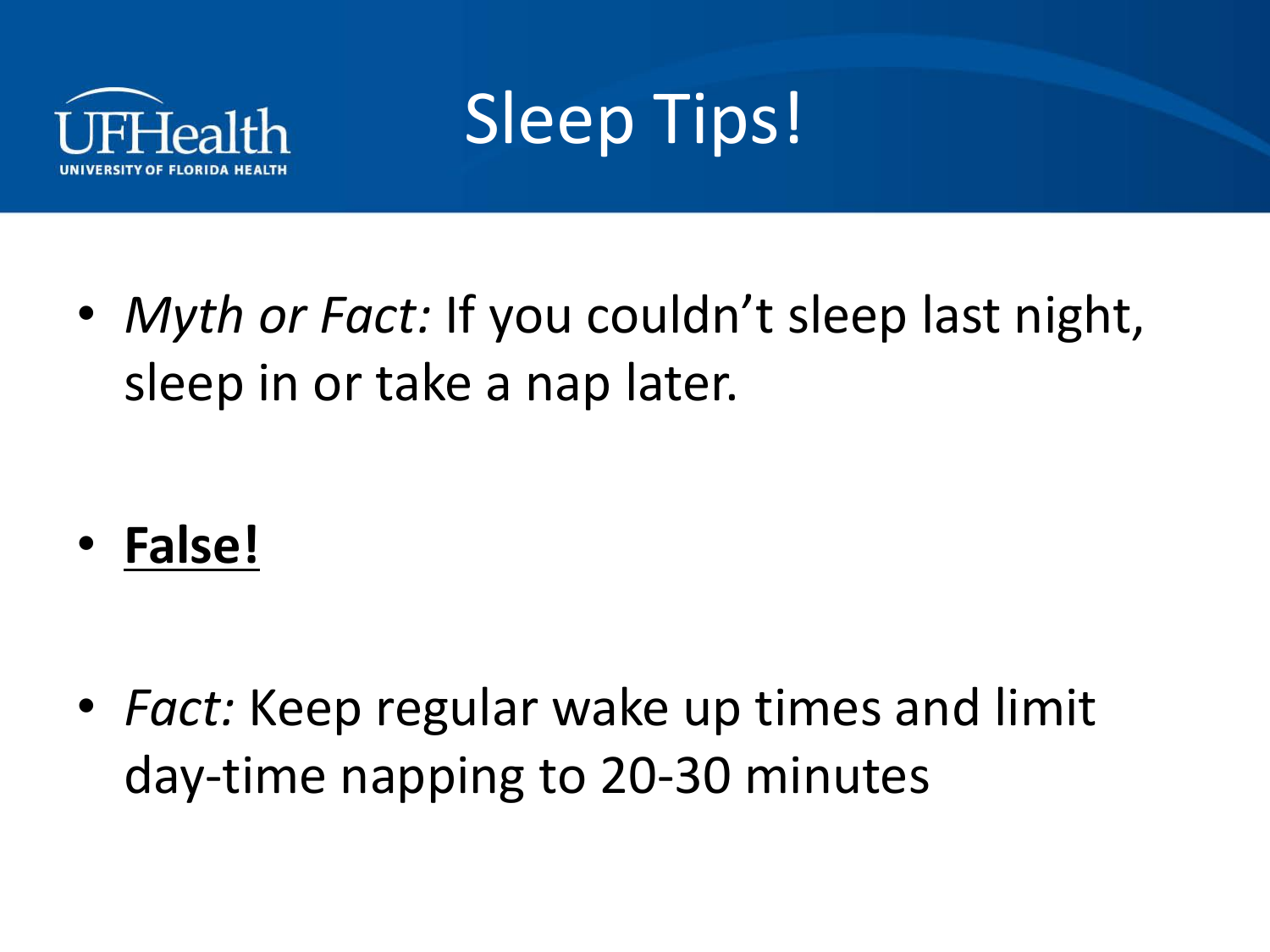# Sleep Tips!

- *Myth or Fact:* If you couldn't sleep last night, sleep in or take a nap later.

- **False!**

- *Fact:* Keep regular wake up times and limit day-time napping to 20-30 minutes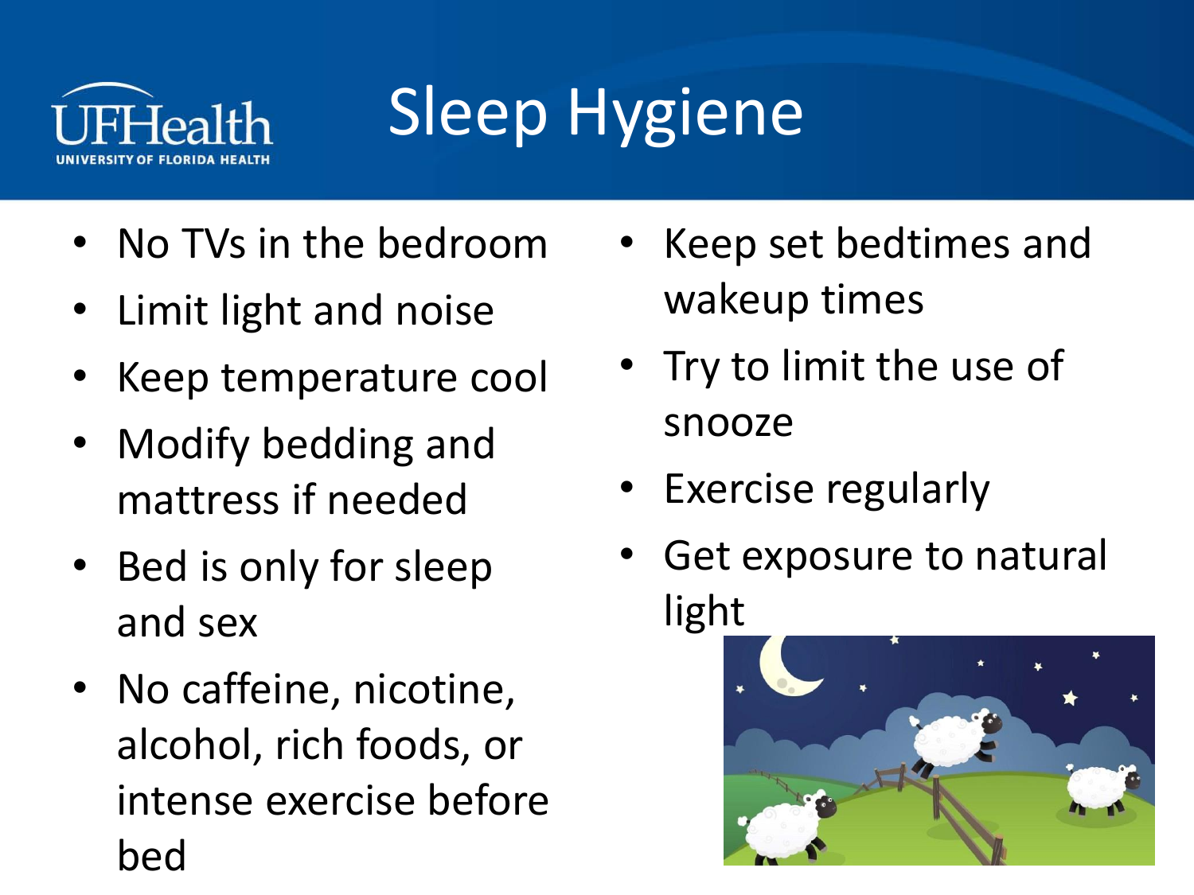# Sleep Hygiene

- No TVs in the bedroom
- Limit light and noise
- Keep temperature cool
- Modify bedding and mattress if needed
- Bed is only for sleep and sex
- No caffeine, nicotine, alcohol, rich foods, or intense exercise before bed
- Keep set bedtimes and wakeup times
- Try to limit the use of snooze
- Exercise regularly
- Get exposure to natural light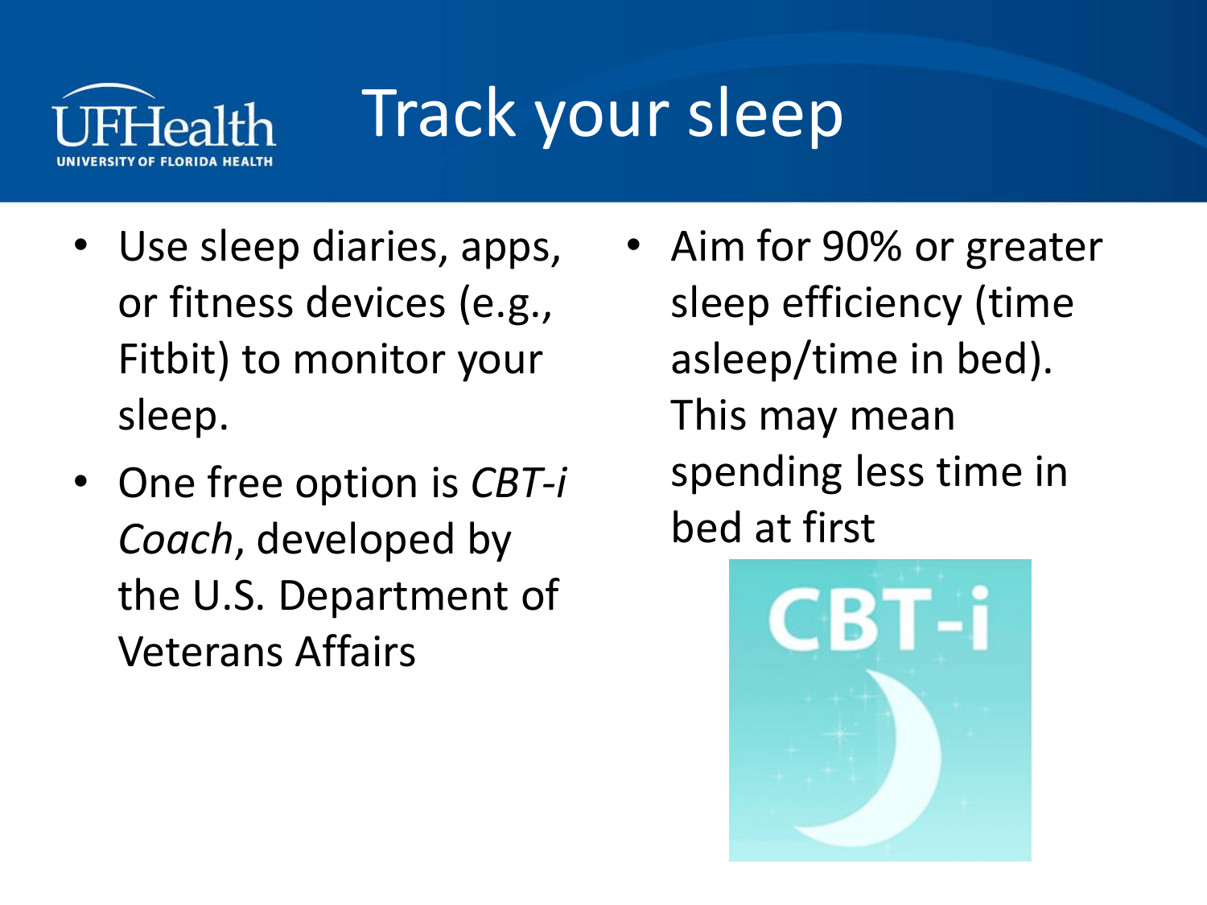# Track your sleep

- Use sleep diaries, apps, or fitness devices (e.g., Fitbit) to monitor your sleep.
- One free option is *CBT-i Coach*, developed by the U.S. Department of Veterans Affairs
- Aim for 90% or greater sleep efficiency (time asleep/time in bed). This may mean spending less time in bed at first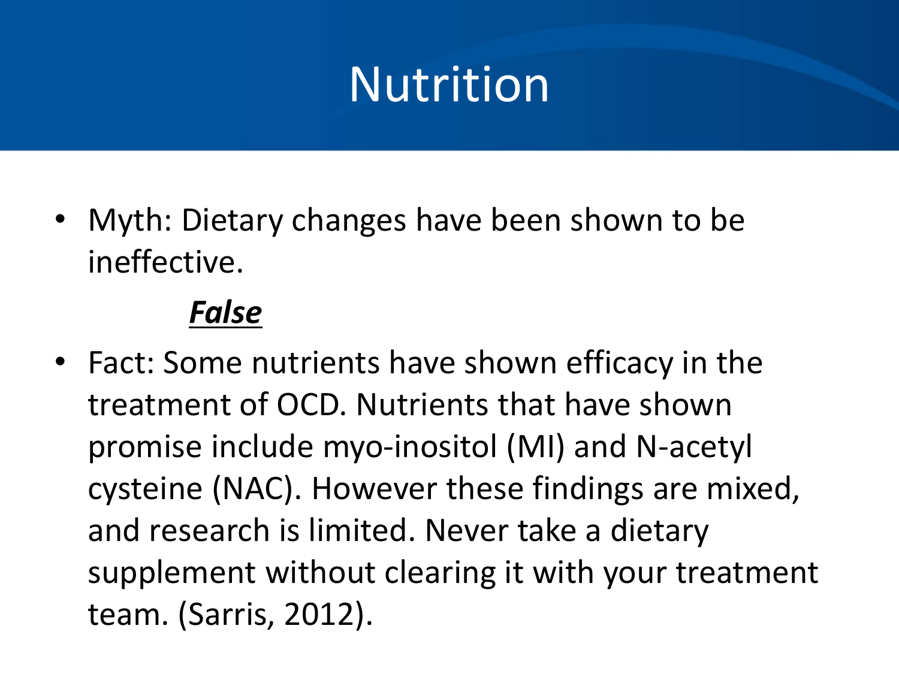# Nutrition

- Myth: Dietary changes have been shown to be ineffective.

  ***False***

- Fact: Some nutrients have shown efficacy in the treatment of OCD. Nutrients that have shown promise include myo-inositol (MI) and N-acetyl cysteine (NAC). However these findings are mixed, and research is limited. Never take a dietary supplement without clearing it with your treatment team. (Sarris, 2012).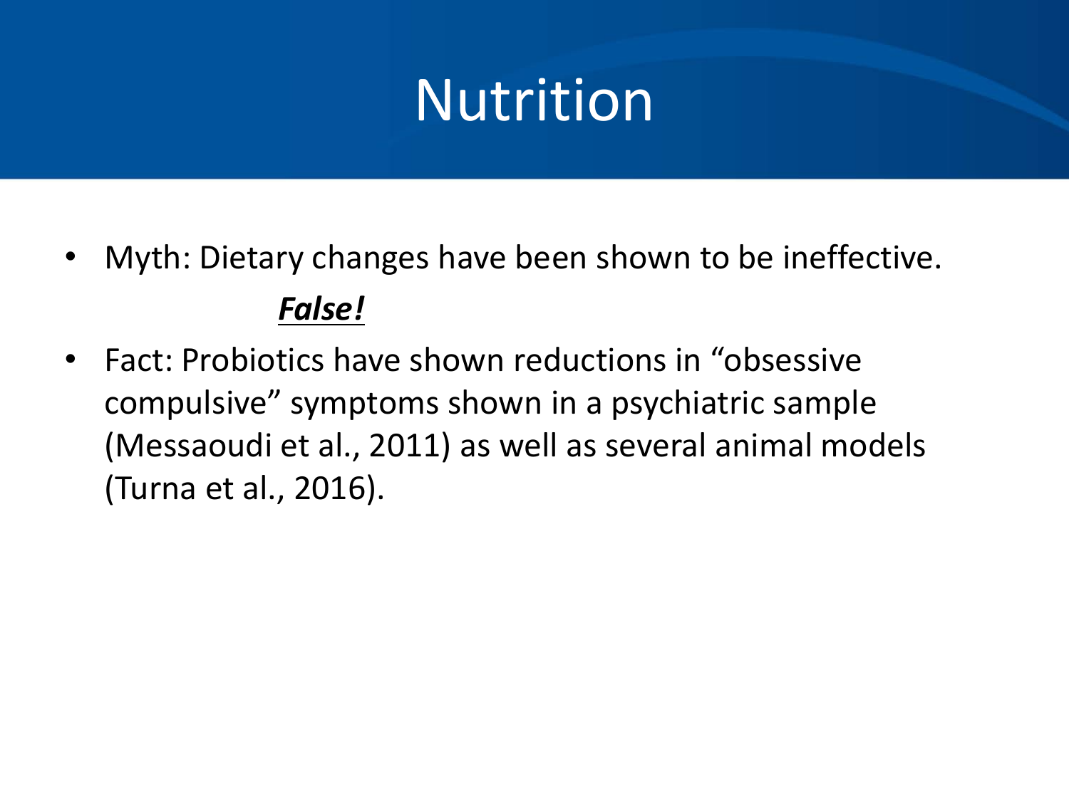# Nutrition

- Myth: Dietary changes have been shown to be ineffective.

  ***<u>False!</u>***

- Fact: Probiotics have shown reductions in "obsessive compulsive" symptoms shown in a psychiatric sample (Messaoudi et al., 2011) as well as several animal models (Turna et al., 2016).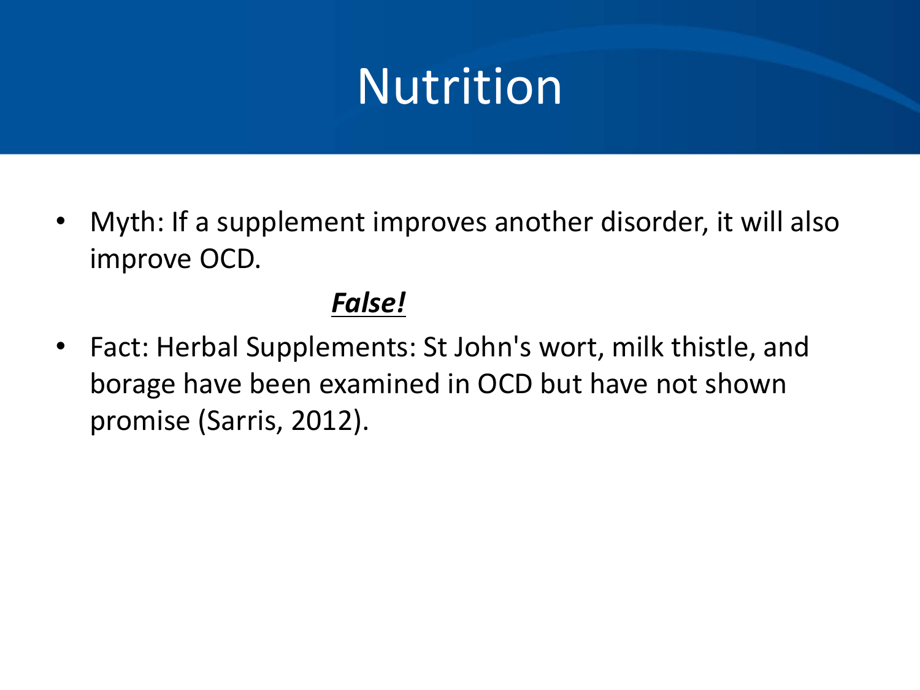# Nutrition

- Myth: If a supplement improves another disorder, it will also improve OCD.

***False!***

- Fact: Herbal Supplements: St John's wort, milk thistle, and borage have been examined in OCD but have not shown promise (Sarris, 2012).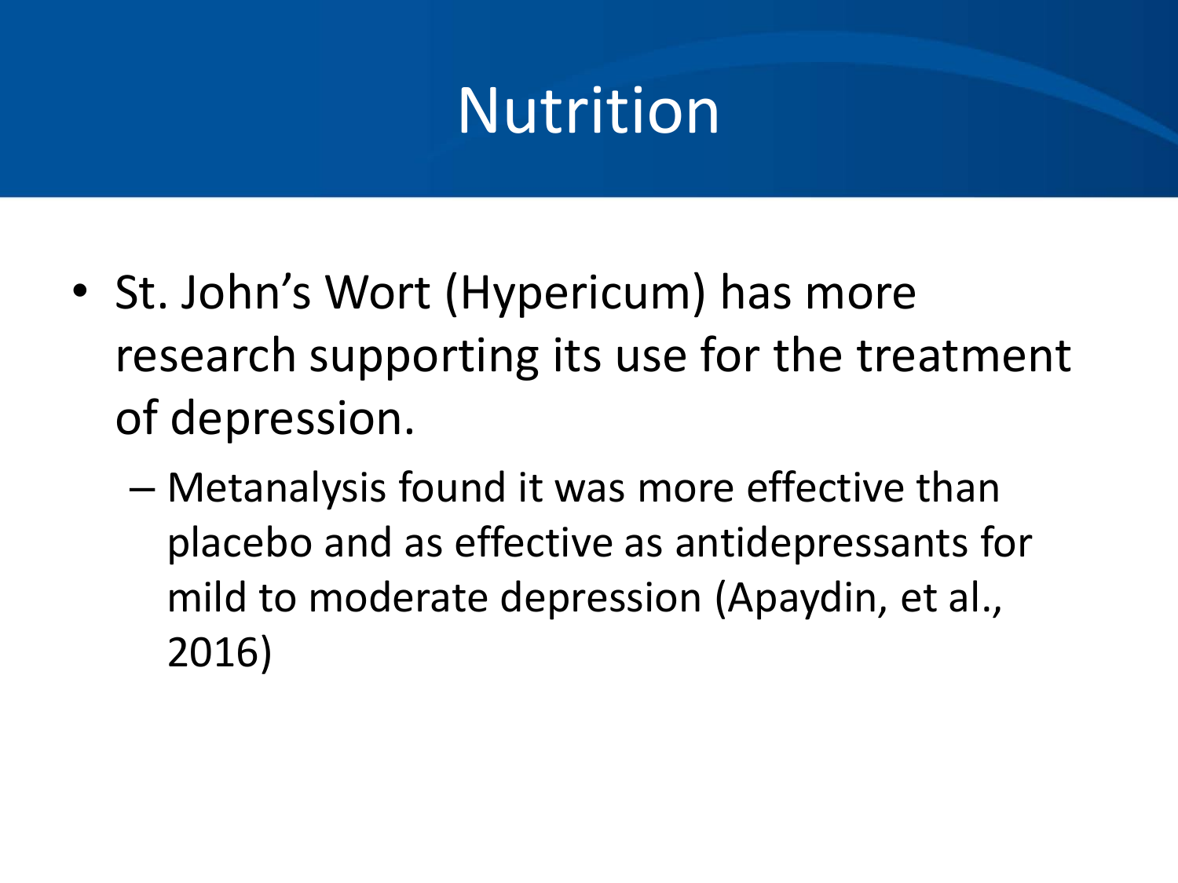# Nutrition

- St. John's Wort (Hypericum) has more research supporting its use for the treatment of depression.
  - Metanalysis found it was more effective than placebo and as effective as antidepressants for mild to moderate depression (Apaydin, et al., 2016)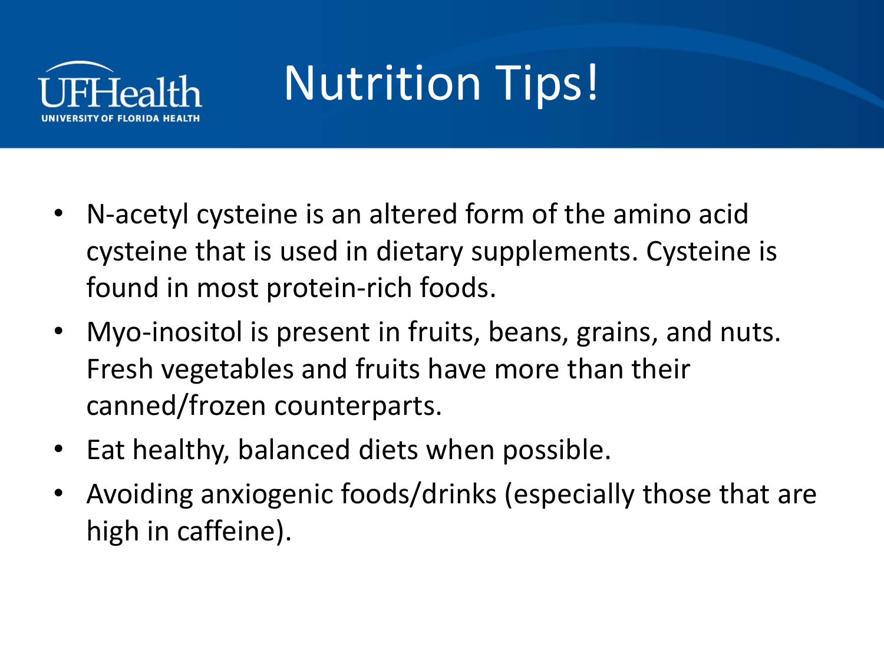# Nutrition Tips!

- N-acetyl cysteine is an altered form of the amino acid cysteine that is used in dietary supplements. Cysteine is found in most protein-rich foods.
- Myo-inositol is present in fruits, beans, grains, and nuts. Fresh vegetables and fruits have more than their canned/frozen counterparts.
- Eat healthy, balanced diets when possible.
- Avoiding anxiogenic foods/drinks (especially those that are high in caffeine).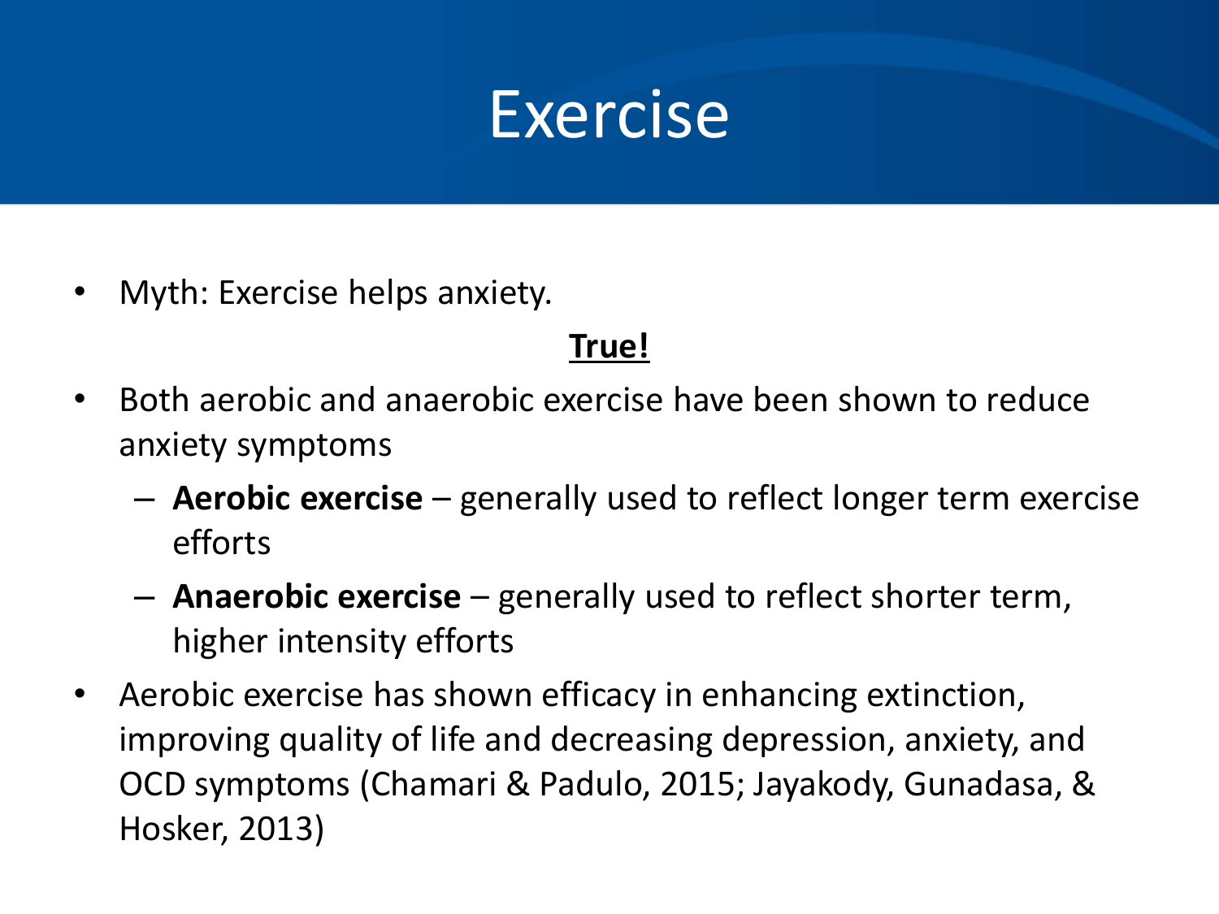# Exercise

- Myth: Exercise helps anxiety.

**True!**

- Both aerobic and anaerobic exercise have been shown to reduce anxiety symptoms
  - **Aerobic exercise** – generally used to reflect longer term exercise efforts
  - **Anaerobic exercise** – generally used to reflect shorter term, higher intensity efforts
- Aerobic exercise has shown efficacy in enhancing extinction, improving quality of life and decreasing depression, anxiety, and OCD symptoms (Chamari & Padulo, 2015; Jayakody, Gunadasa, & Hosker, 2013)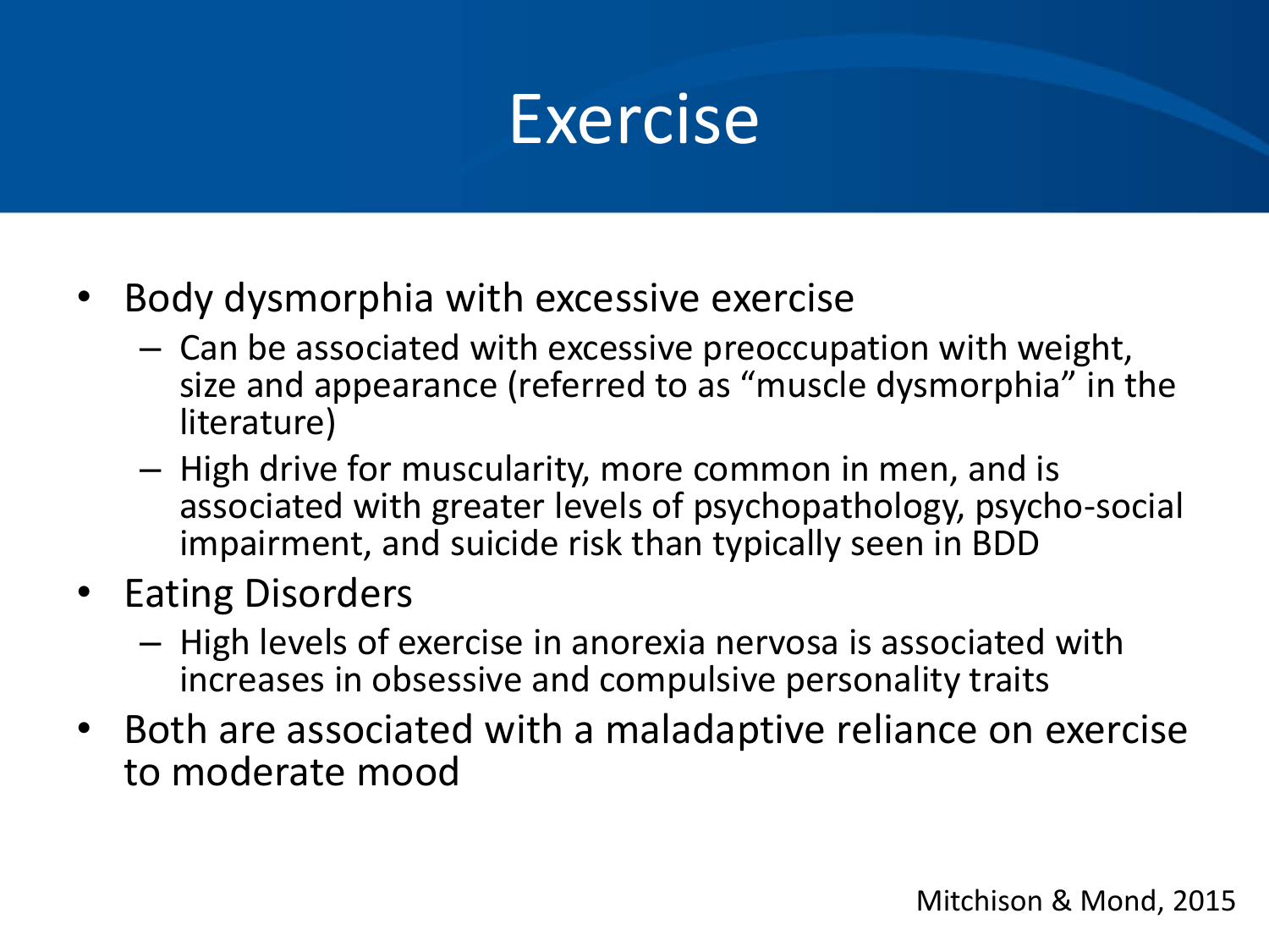# Exercise

- Body dysmorphia with excessive exercise
  - Can be associated with excessive preoccupation with weight, size and appearance (referred to as “muscle dysmorphia” in the literature)
  - High drive for muscularity, more common in men, and is associated with greater levels of psychopathology, psycho-social impairment, and suicide risk than typically seen in BDD
- Eating Disorders
  - High levels of exercise in anorexia nervosa is associated with increases in obsessive and compulsive personality traits
- Both are associated with a maladaptive reliance on exercise to moderate mood

Mitchison & Mond, 2015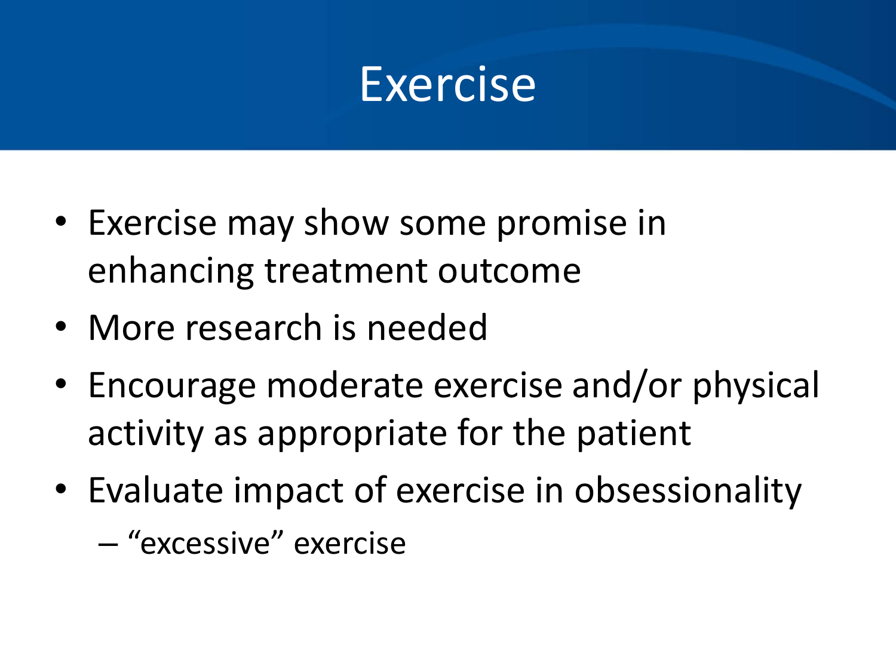# Exercise

- Exercise may show some promise in enhancing treatment outcome
- More research is needed
- Encourage moderate exercise and/or physical activity as appropriate for the patient
- Evaluate impact of exercise in obsessionality
  - "excessive" exercise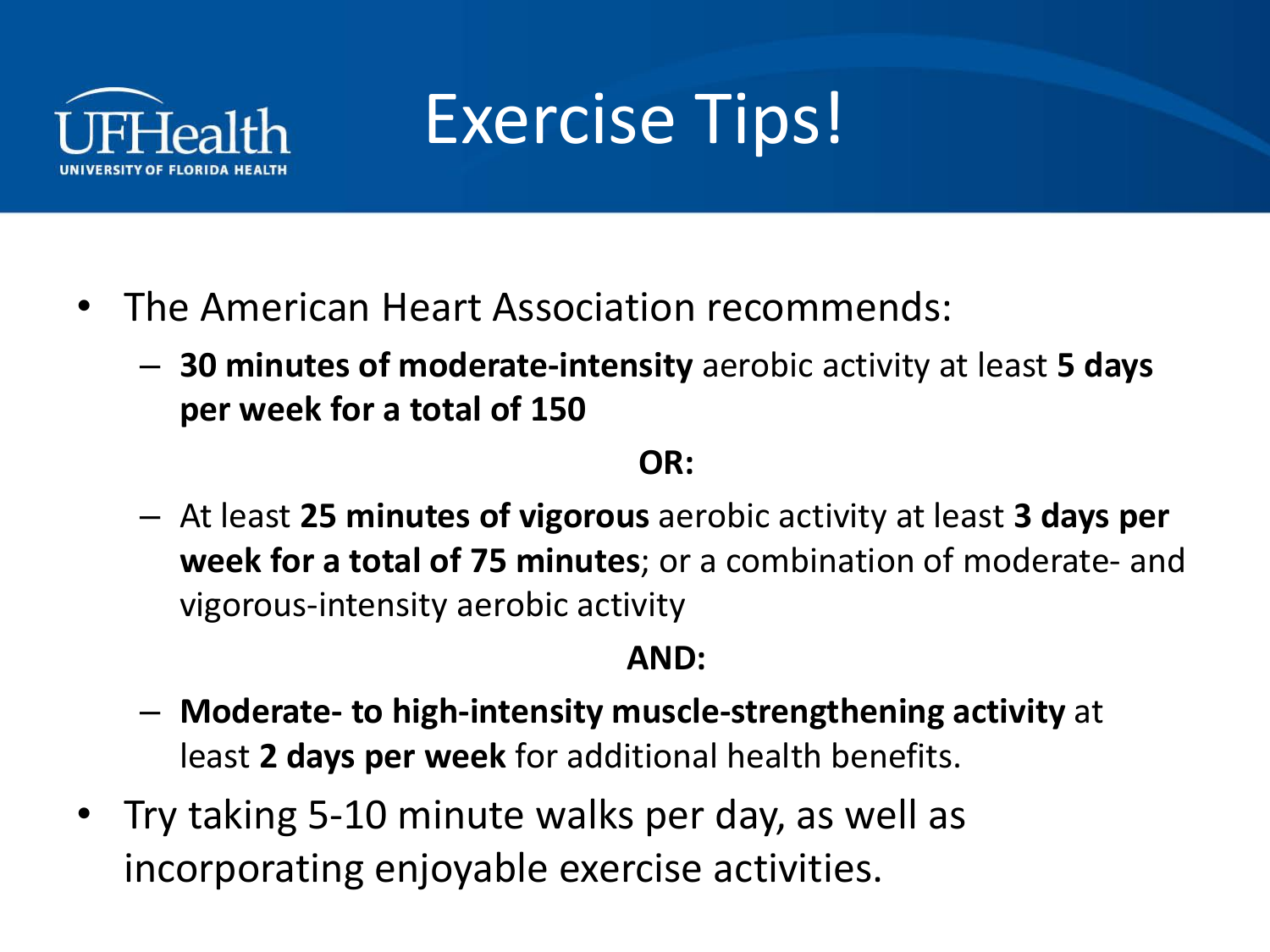UFHealth
UNIVERSITY OF FLORIDA HEALTH

# Exercise Tips!

- The American Heart Association recommends:
  - **30 minutes of moderate-intensity** aerobic activity at least **5 days per week for a total of 150**

    **OR:**

  - At least **25 minutes of vigorous** aerobic activity at least **3 days per week for a total of 75 minutes**; or a combination of moderate- and vigorous-intensity aerobic activity

    **AND:**

  - **Moderate- to high-intensity muscle-strengthening activity** at least **2 days per week** for additional health benefits.
- Try taking 5-10 minute walks per day, as well as incorporating enjoyable exercise activities.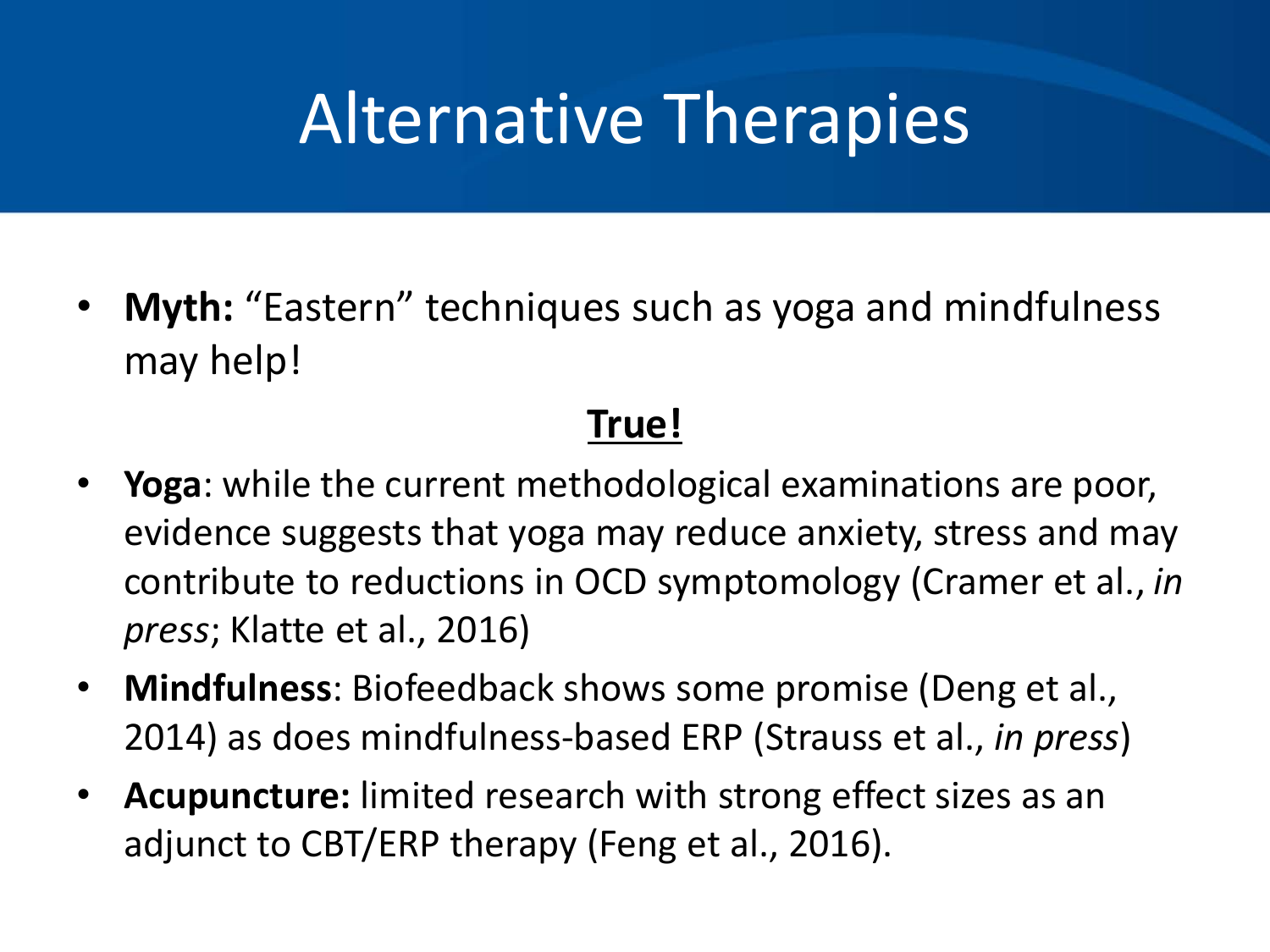# Alternative Therapies

- **Myth:** "Eastern" techniques such as yoga and mindfulness may help!

**True!**

- **Yoga**: while the current methodological examinations are poor, evidence suggests that yoga may reduce anxiety, stress and may contribute to reductions in OCD symptomology (Cramer et al., *in press*; Klatte et al., 2016)
- **Mindfulness**: Biofeedback shows some promise (Deng et al., 2014) as does mindfulness-based ERP (Strauss et al., *in press*)
- **Acupuncture:** limited research with strong effect sizes as an adjunct to CBT/ERP therapy (Feng et al., 2016).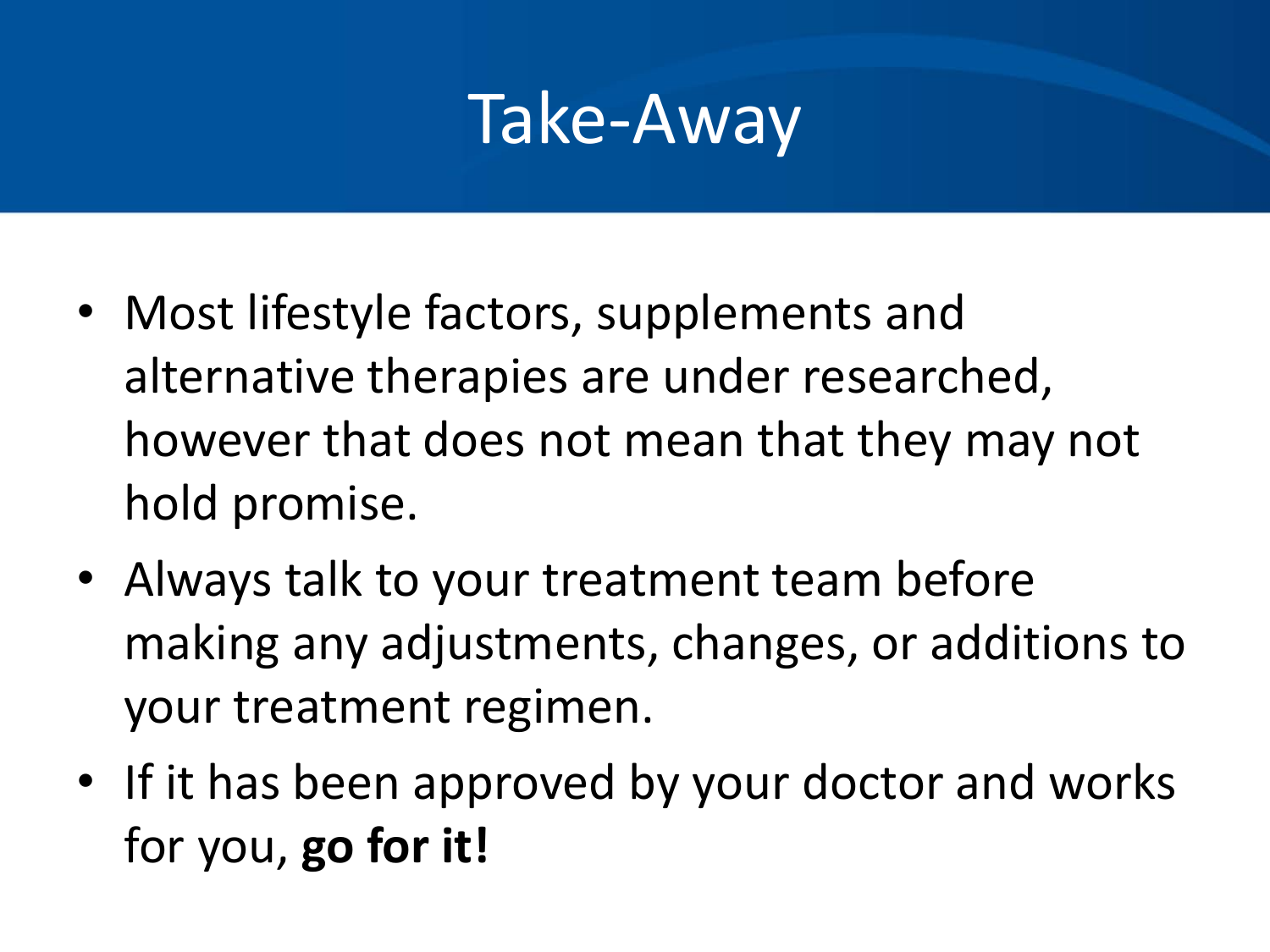# Take-Away

- Most lifestyle factors, supplements and alternative therapies are under researched, however that does not mean that they may not hold promise.
- Always talk to your treatment team before making any adjustments, changes, or additions to your treatment regimen.
- If it has been approved by your doctor and works for you, **go for it!**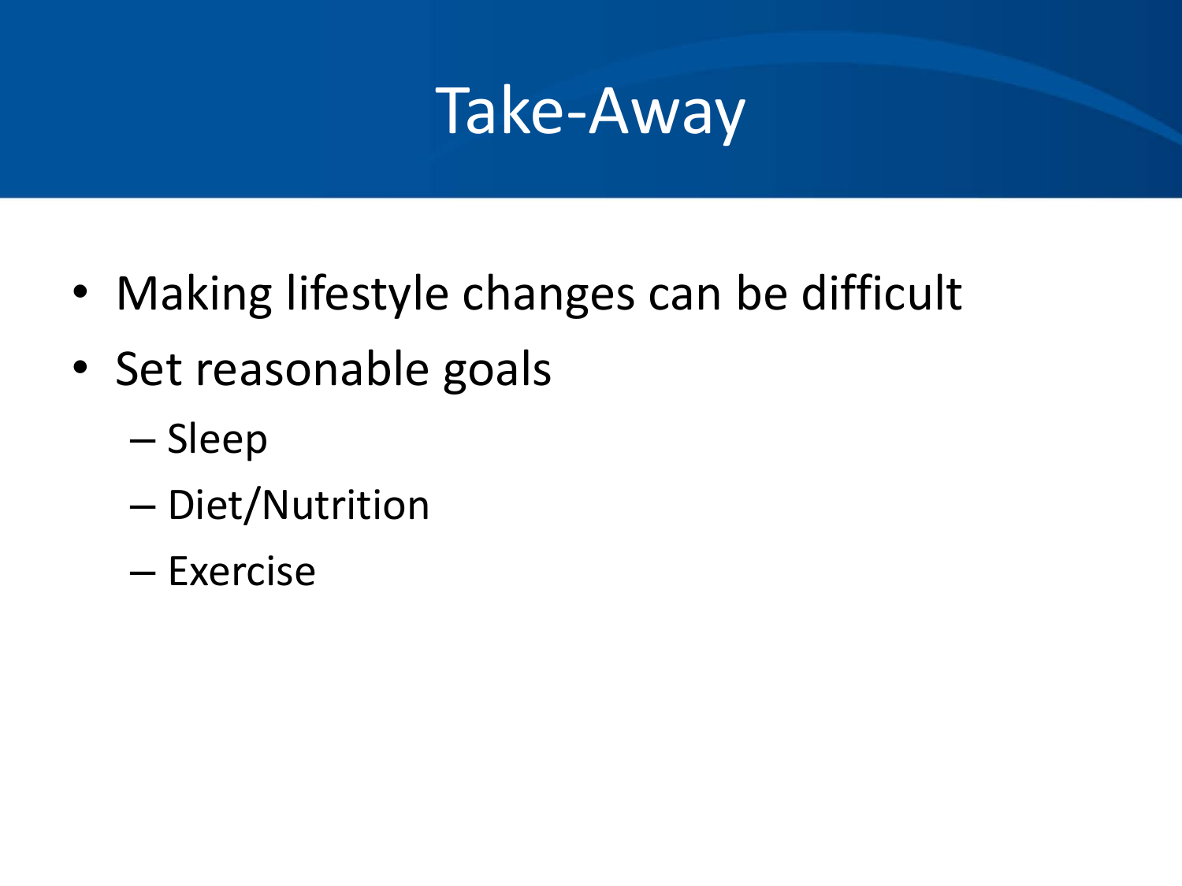# Take-Away

- Making lifestyle changes can be difficult
- Set reasonable goals
  - Sleep
  - Diet/Nutrition
  - Exercise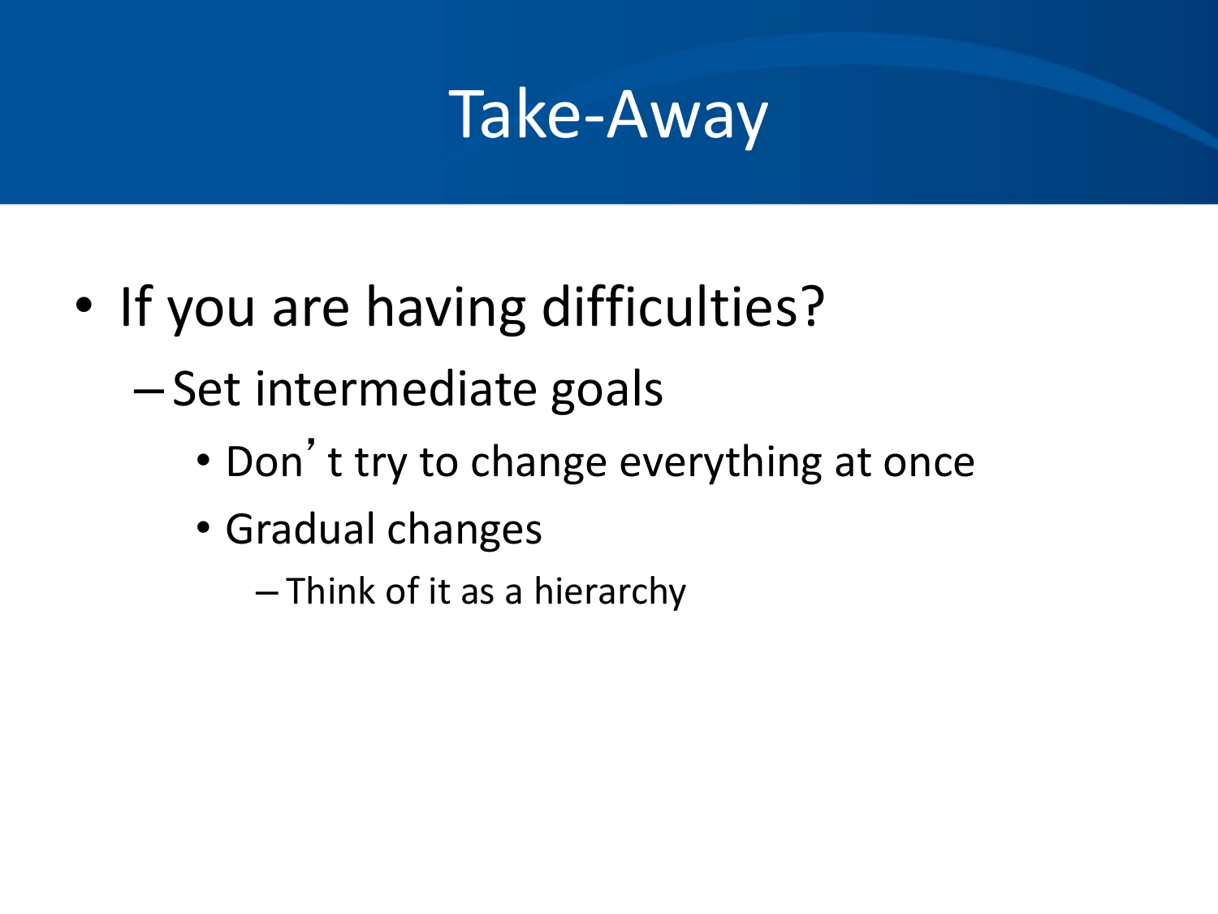# Take-Away

- If you are having difficulties?
  - Set intermediate goals
    - Don't try to change everything at once
    - Gradual changes
      - Think of it as a hierarchy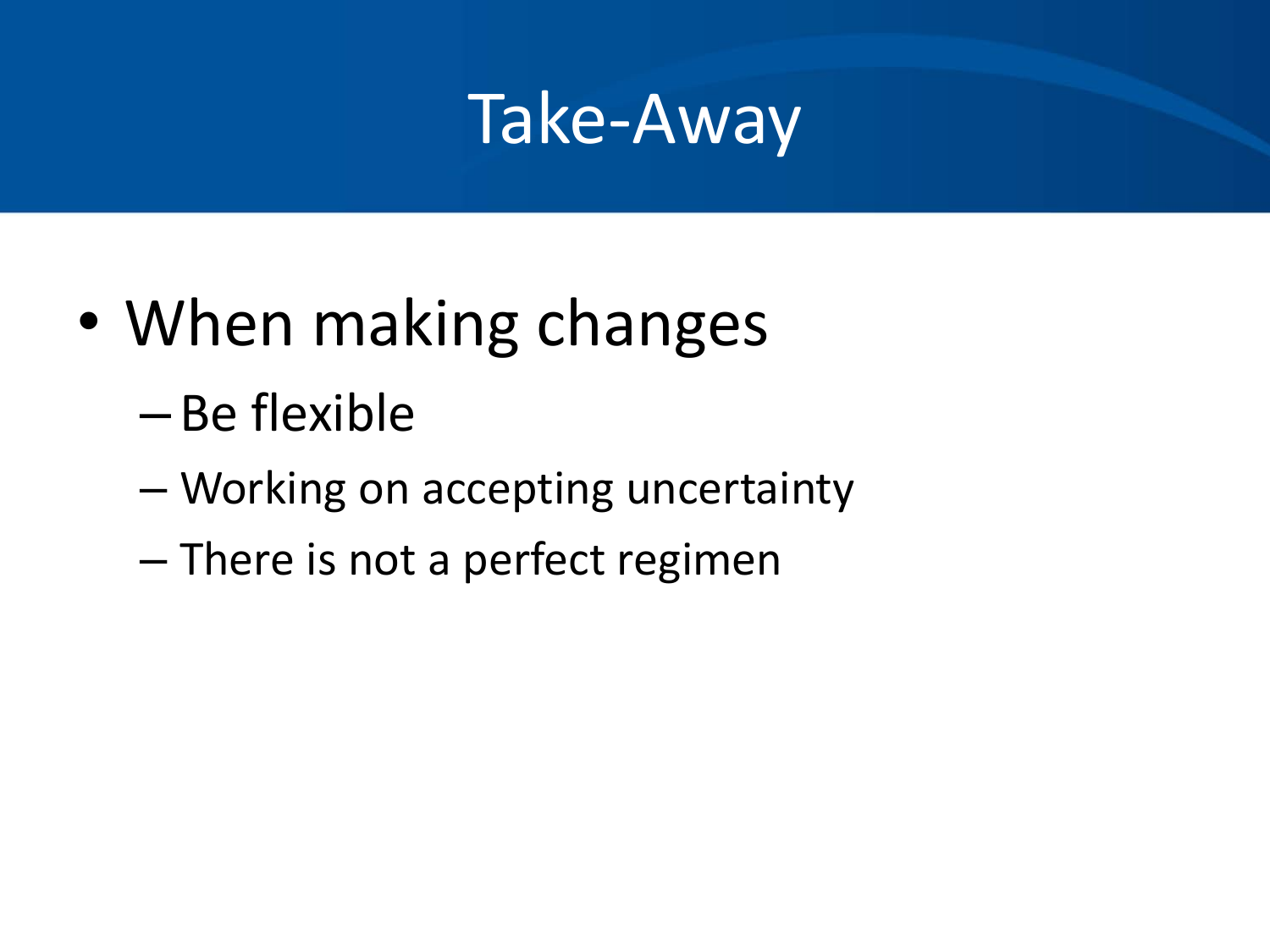# Take-Away

- When making changes
  - Be flexible
  - Working on accepting uncertainty
  - There is not a perfect regimen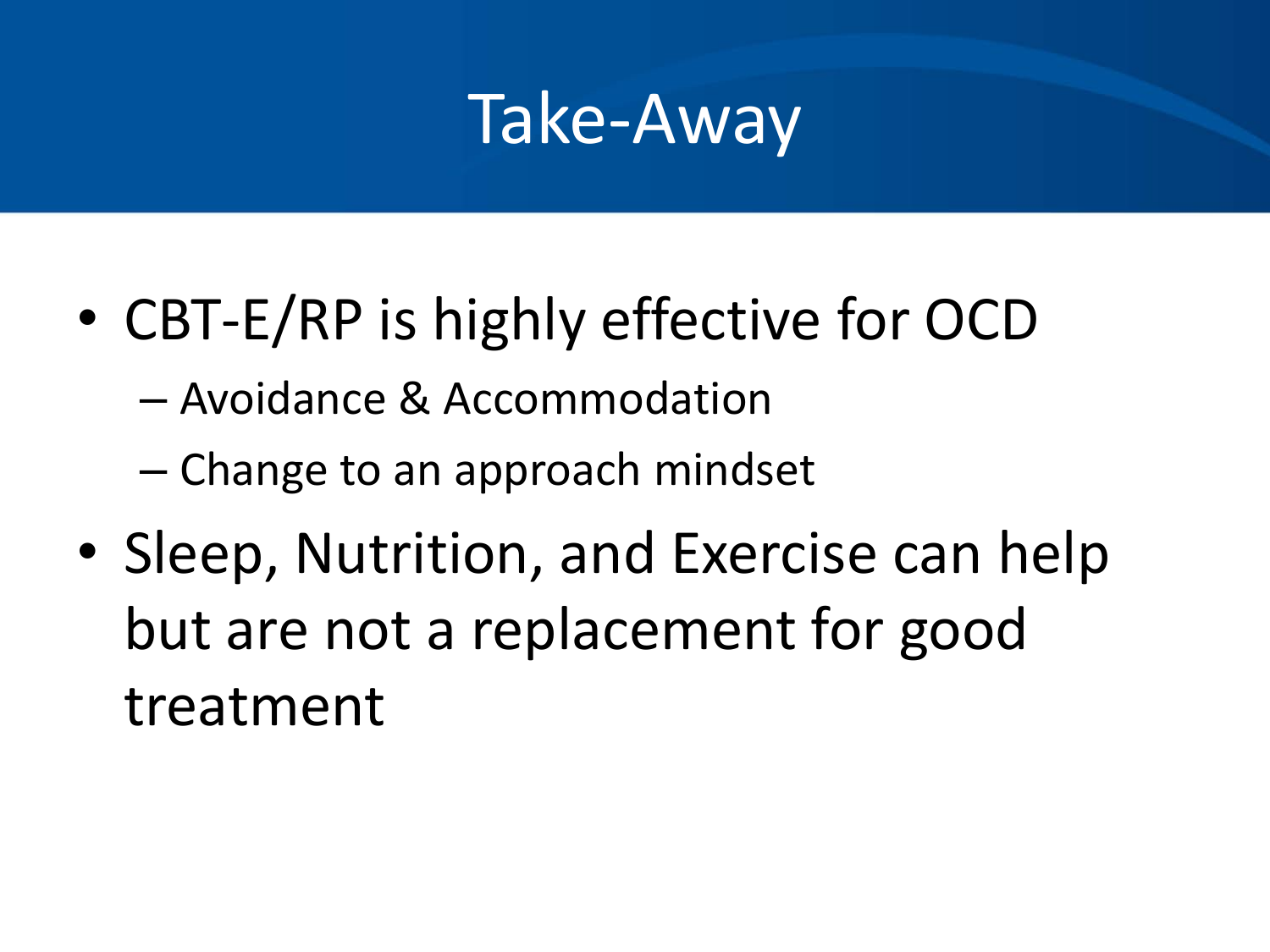# Take-Away

- CBT-E/RP is highly effective for OCD
  - Avoidance & Accommodation
  - Change to an approach mindset
- Sleep, Nutrition, and Exercise can help but are not a replacement for good treatment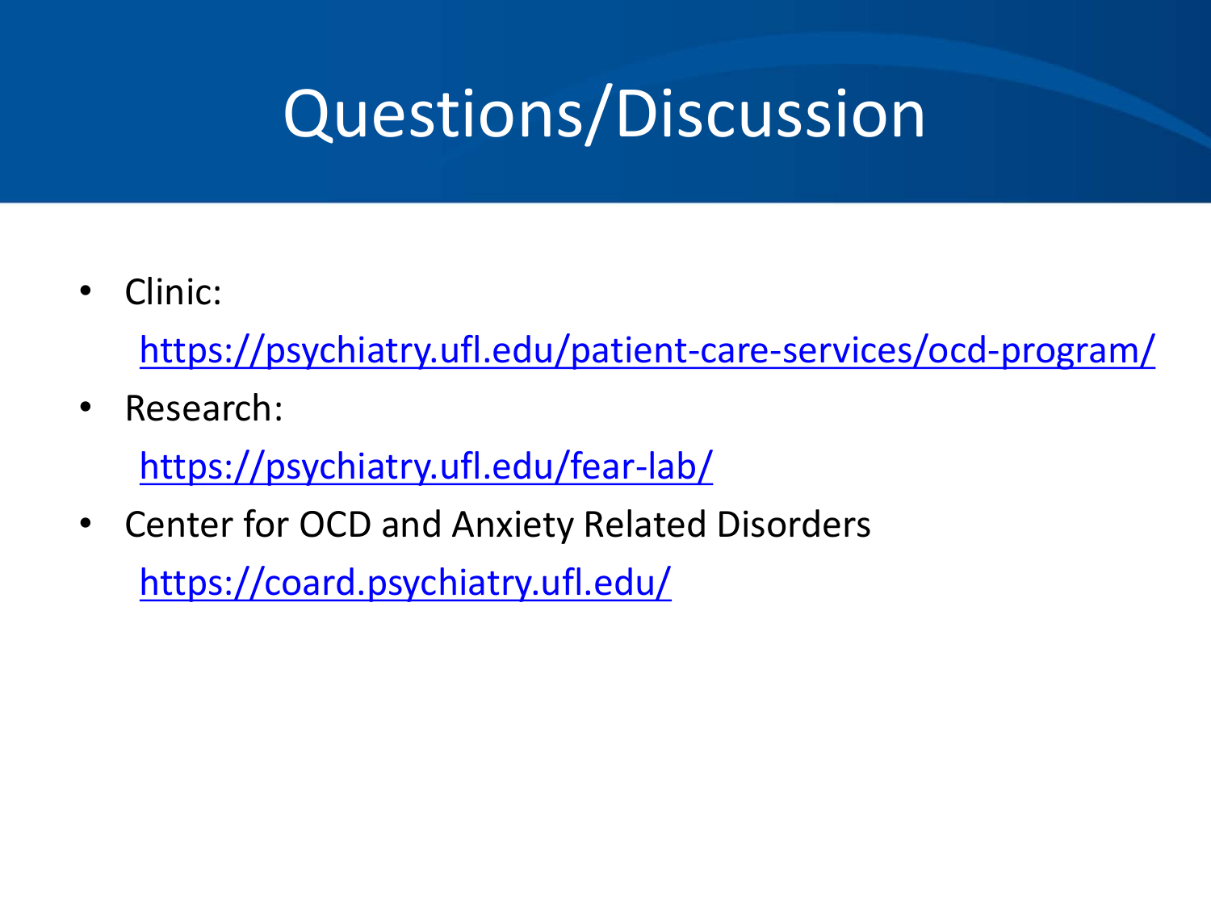# Questions/Discussion

- Clinic:

  https://psychiatry.ufl.edu/patient-care-services/ocd-program/

- Research:

  https://psychiatry.ufl.edu/fear-lab/

- Center for OCD and Anxiety Related Disorders

  https://coard.psychiatry.ufl.edu/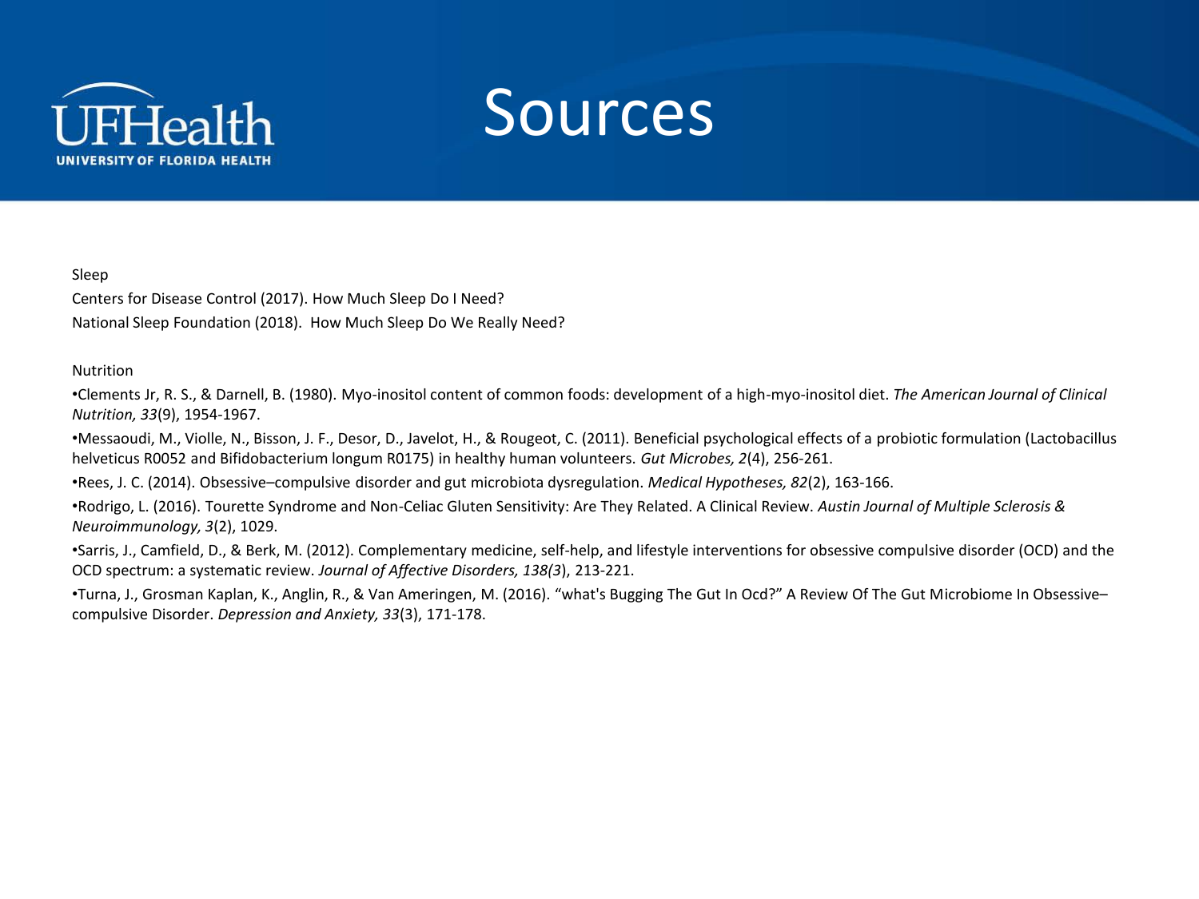# Sources

Sleep

Centers for Disease Control (2017). How Much Sleep Do I Need?

National Sleep Foundation (2018). How Much Sleep Do We Really Need?

Nutrition

- Clements Jr, R. S., & Darnell, B. (1980). Myo-inositol content of common foods: development of a high-myo-inositol diet. *The American Journal of Clinical Nutrition, 33*(9), 1954-1967.
- Messaoudi, M., Violle, N., Bisson, J. F., Desor, D., Javelot, H., & Rougeot, C. (2011). Beneficial psychological effects of a probiotic formulation (Lactobacillus helveticus R0052 and Bifidobacterium longum R0175) in healthy human volunteers. *Gut Microbes, 2*(4), 256-261.
- Rees, J. C. (2014). Obsessive–compulsive disorder and gut microbiota dysregulation. *Medical Hypotheses, 82*(2), 163-166.
- Rodrigo, L. (2016). Tourette Syndrome and Non-Celiac Gluten Sensitivity: Are They Related. A Clinical Review. *Austin Journal of Multiple Sclerosis & Neuroimmunology, 3*(2), 1029.
- Sarris, J., Camfield, D., & Berk, M. (2012). Complementary medicine, self-help, and lifestyle interventions for obsessive compulsive disorder (OCD) and the OCD spectrum: a systematic review. *Journal of Affective Disorders, 138(3*), 213-221.
- Turna, J., Grosman Kaplan, K., Anglin, R., & Van Ameringen, M. (2016). "what's Bugging The Gut In Ocd?" A Review Of The Gut Microbiome In Obsessive–compulsive Disorder. *Depression and Anxiety, 33*(3), 171-178.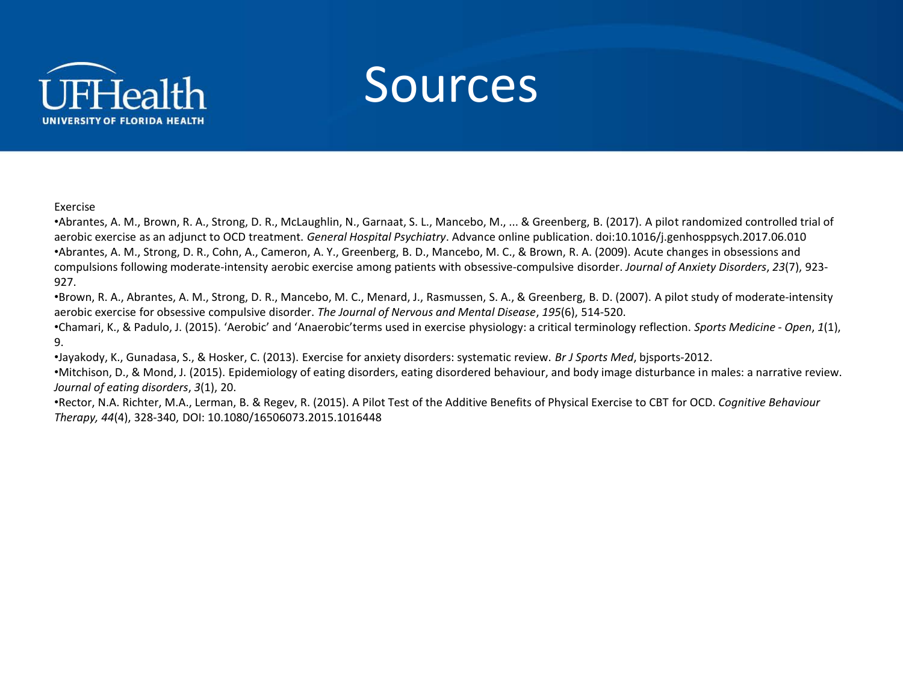# Sources

Exercise

- Abrantes, A. M., Brown, R. A., Strong, D. R., McLaughlin, N., Garnaat, S. L., Mancebo, M., ... & Greenberg, B. (2017). A pilot randomized controlled trial of aerobic exercise as an adjunct to OCD treatment. *General Hospital Psychiatry*. Advance online publication. doi:10.1016/j.genhosppsych.2017.06.010
- Abrantes, A. M., Strong, D. R., Cohn, A., Cameron, A. Y., Greenberg, B. D., Mancebo, M. C., & Brown, R. A. (2009). Acute changes in obsessions and compulsions following moderate-intensity aerobic exercise among patients with obsessive-compulsive disorder. *Journal of Anxiety Disorders*, *23*(7), 923-927.
- Brown, R. A., Abrantes, A. M., Strong, D. R., Mancebo, M. C., Menard, J., Rasmussen, S. A., & Greenberg, B. D. (2007). A pilot study of moderate-intensity aerobic exercise for obsessive compulsive disorder. *The Journal of Nervous and Mental Disease*, *195*(6), 514-520.
- Chamari, K., & Padulo, J. (2015). 'Aerobic' and 'Anaerobic'terms used in exercise physiology: a critical terminology reflection. *Sports Medicine - Open*, *1*(1), 9.
- Jayakody, K., Gunadasa, S., & Hosker, C. (2013). Exercise for anxiety disorders: systematic review. *Br J Sports Med*, bjsports-2012.
- Mitchison, D., & Mond, J. (2015). Epidemiology of eating disorders, eating disordered behaviour, and body image disturbance in males: a narrative review. *Journal of eating disorders*, *3*(1), 20.
- Rector, N.A. Richter, M.A., Lerman, B. & Regev, R. (2015). A Pilot Test of the Additive Benefits of Physical Exercise to CBT for OCD. *Cognitive Behaviour Therapy, 44*(4), 328-340, DOI: 10.1080/16506073.2015.1016448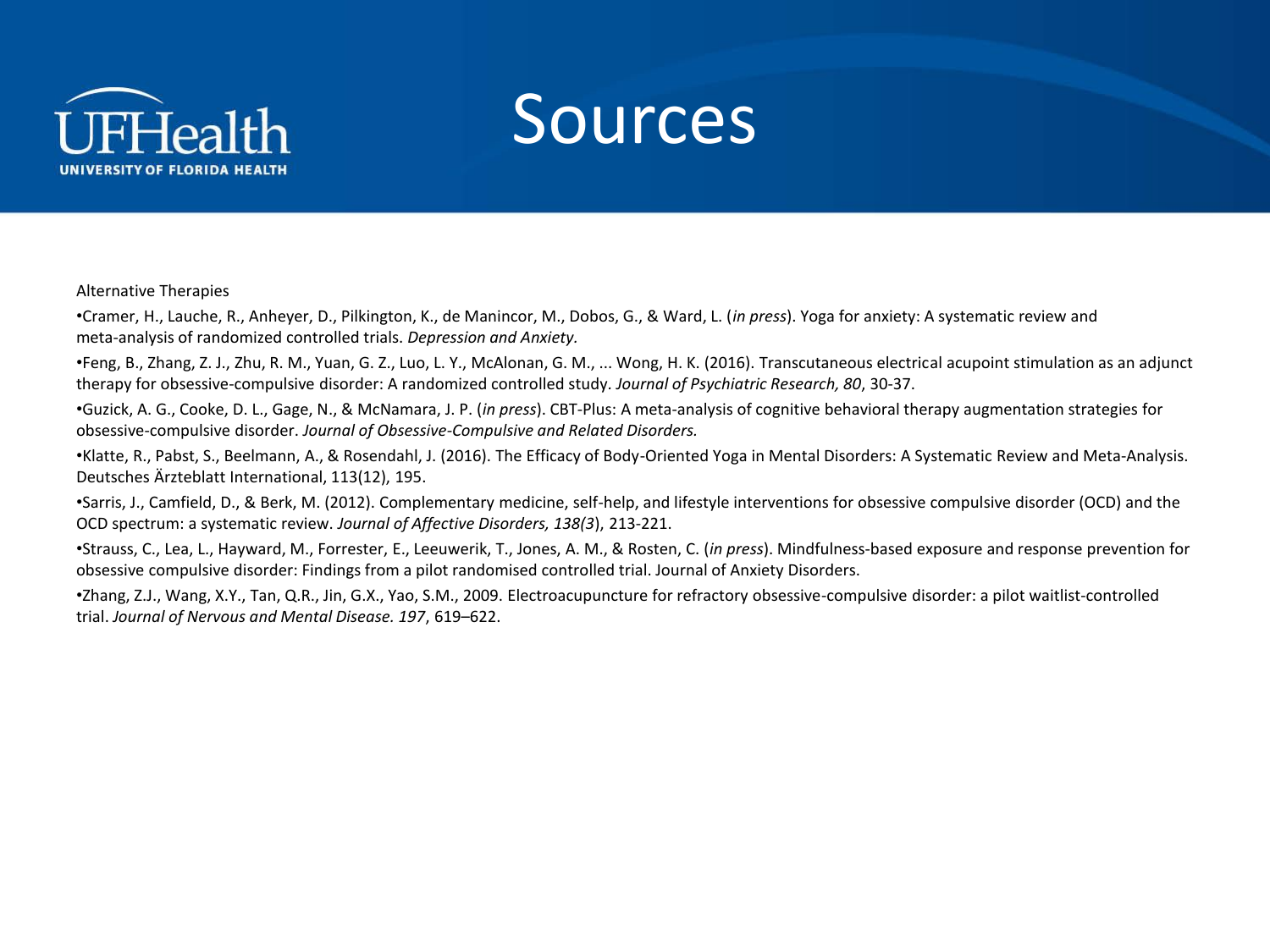# Sources

Alternative Therapies

- Cramer, H., Lauche, R., Anheyer, D., Pilkington, K., de Manincor, M., Dobos, G., & Ward, L. (*in press*). Yoga for anxiety: A systematic review and meta-analysis of randomized controlled trials. *Depression and Anxiety.*
- Feng, B., Zhang, Z. J., Zhu, R. M., Yuan, G. Z., Luo, L. Y., McAlonan, G. M., ... Wong, H. K. (2016). Transcutaneous electrical acupoint stimulation as an adjunct therapy for obsessive-compulsive disorder: A randomized controlled study. *Journal of Psychiatric Research, 80*, 30-37.
- Guzick, A. G., Cooke, D. L., Gage, N., & McNamara, J. P. (*in press*). CBT-Plus: A meta-analysis of cognitive behavioral therapy augmentation strategies for obsessive-compulsive disorder. *Journal of Obsessive-Compulsive and Related Disorders.*
- Klatte, R., Pabst, S., Beelmann, A., & Rosendahl, J. (2016). The Efficacy of Body-Oriented Yoga in Mental Disorders: A Systematic Review and Meta-Analysis. Deutsches Ärzteblatt International, 113(12), 195.
- Sarris, J., Camfield, D., & Berk, M. (2012). Complementary medicine, self-help, and lifestyle interventions for obsessive compulsive disorder (OCD) and the OCD spectrum: a systematic review. *Journal of Affective Disorders, 138(3*), 213-221.
- Strauss, C., Lea, L., Hayward, M., Forrester, E., Leeuwerik, T., Jones, A. M., & Rosten, C. (*in press*). Mindfulness-based exposure and response prevention for obsessive compulsive disorder: Findings from a pilot randomised controlled trial. Journal of Anxiety Disorders.
- Zhang, Z.J., Wang, X.Y., Tan, Q.R., Jin, G.X., Yao, S.M., 2009. Electroacupuncture for refractory obsessive-compulsive disorder: a pilot waitlist-controlled trial. *Journal of Nervous and Mental Disease. 197*, 619–622.